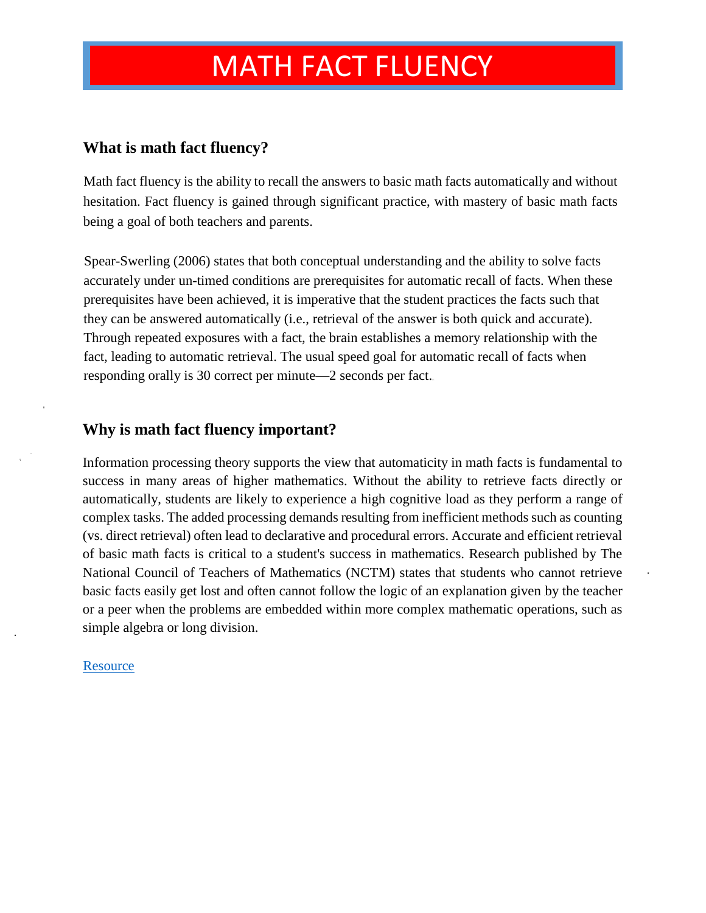# MATH FACT FLUENCY

## What is math fact fluency?

Math fact fluency is the ability to recall the answers to basic math facts automatically and without hesitation. Fact fluency is gained through significant practice, with mastery of basic math facts being a goal of both teachers and parents.

Spear-Swerling (2006) states that both conceptual understanding and the ability to solve facts accurately under un-timed conditions are prerequisites for automatic recall of facts. When these prerequisites have been achieved, it is imperative that the student practices the facts such that they can be answered automatically (i.e., retrieval of the answer is both quick and accurate). Through repeated exposures with a fact, the brain establishes a memory relationship with the fact, leading to automatic retrieval. The usual speed goal for automatic recall of facts when responding orally is 30 correct per minute—2 seconds per fact.

## Why is math fact fluency important?

Information processing theory supports the view that automaticity in math facts is fundamental to success in many areas of higher mathematics. Without the ability to retrieve facts directly or automatically, students are likely to experience a high cognitive load as they perform a range of complex tasks. The added processing demands resulting from inefficient methods such as counting (vs. direct retrieval) often lead to declarative and procedural errors. Accurate and efficient retrieval of basic math facts is critical to a student's success in mathematics. Research published by The National Council of Teachers of Mathematics (NCTM) states that students who cannot retrieve basic facts easily get lost and often cannot follow the logic of an explanation given by the teacher or a peer when the problems are embedded within more complex mathematic operations, such as simple algebra or long division.

Resource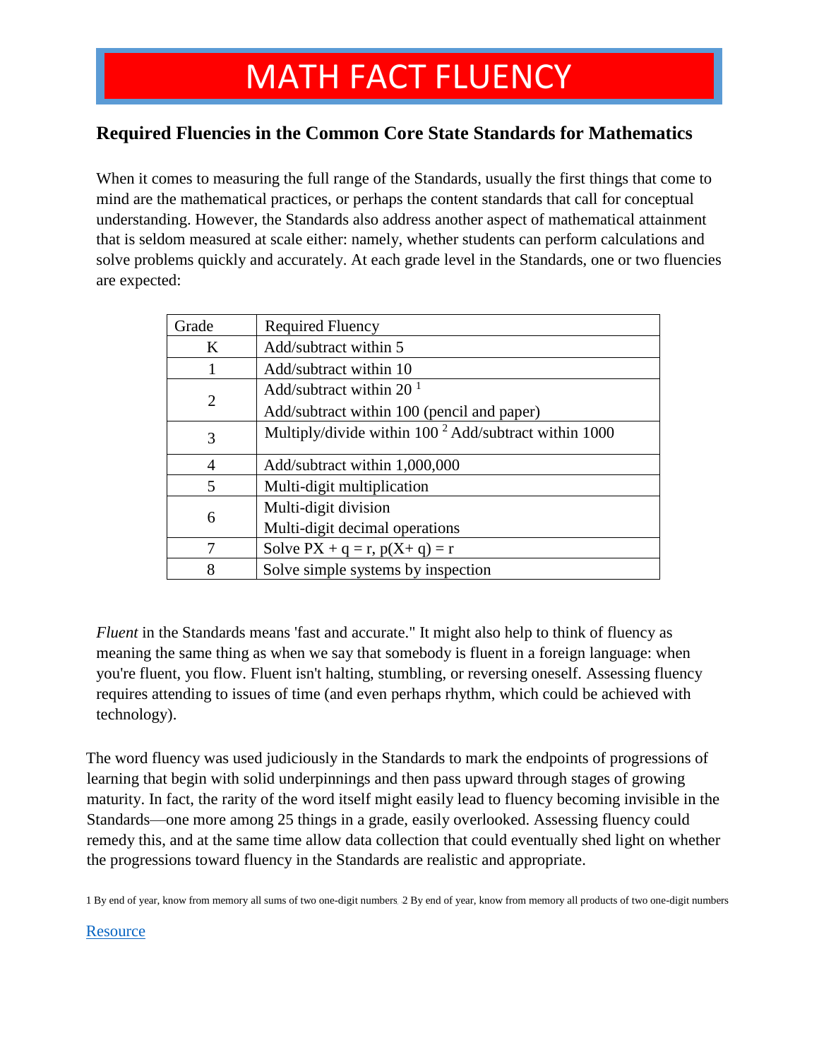# MATH FACT FLUENCY

## Required Fluencies in the Common Core State Standards for Mathematics

When it comes to measuring the full range of the Standards, usually the first things that come to mind are the mathematical practices, or perhaps the content standards that call for conceptual understanding. However, the Standards also address another aspect of mathematical attainment that is seldom measured at scale either: namely, whether students can perform calculations and solve problems quickly and accurately. At each grade level in the Standards, one or two fluencies are expected:

| Grade | Required Fluency |
|---|---|
| K | Add/subtract within 5 |
| 1 | Add/subtract within 10 |
| 2 | Add/subtract within 20 [1]<br>Add/subtract within 100 (pencil and paper) |
| 3 | Multiply/divide within 100 [2] Add/subtract within 1000 |
| 4 | Add/subtract within 1,000,000 |
| 5 | Multi-digit multiplication |
| 6 | Multi-digit division<br>Multi-digit decimal operations |
| 7 | Solve $PX + q = r$, $p(X+ q) = r$ |
| 8 | Solve simple systems by inspection |

*Fluent* in the Standards means 'fast and accurate." It might also help to think of fluency as meaning the same thing as when we say that somebody is fluent in a foreign language: when you're fluent, you flow. Fluent isn't halting, stumbling, or reversing oneself. Assessing fluency requires attending to issues of time (and even perhaps rhythm, which could be achieved with technology).

The word fluency was used judiciously in the Standards to mark the endpoints of progressions of learning that begin with solid underpinnings and then pass upward through stages of growing maturity. In fact, the rarity of the word itself might easily lead to fluency becoming invisible in the Standards—one more among 25 things in a grade, easily overlooked. Assessing fluency could remedy this, and at the same time allow data collection that could eventually shed light on whether the progressions toward fluency in the Standards are realistic and appropriate.

1 By end of year, know from memory all sums of two one-digit numbers 2 By end of year, know from memory all products of two one-digit numbers

[Resource]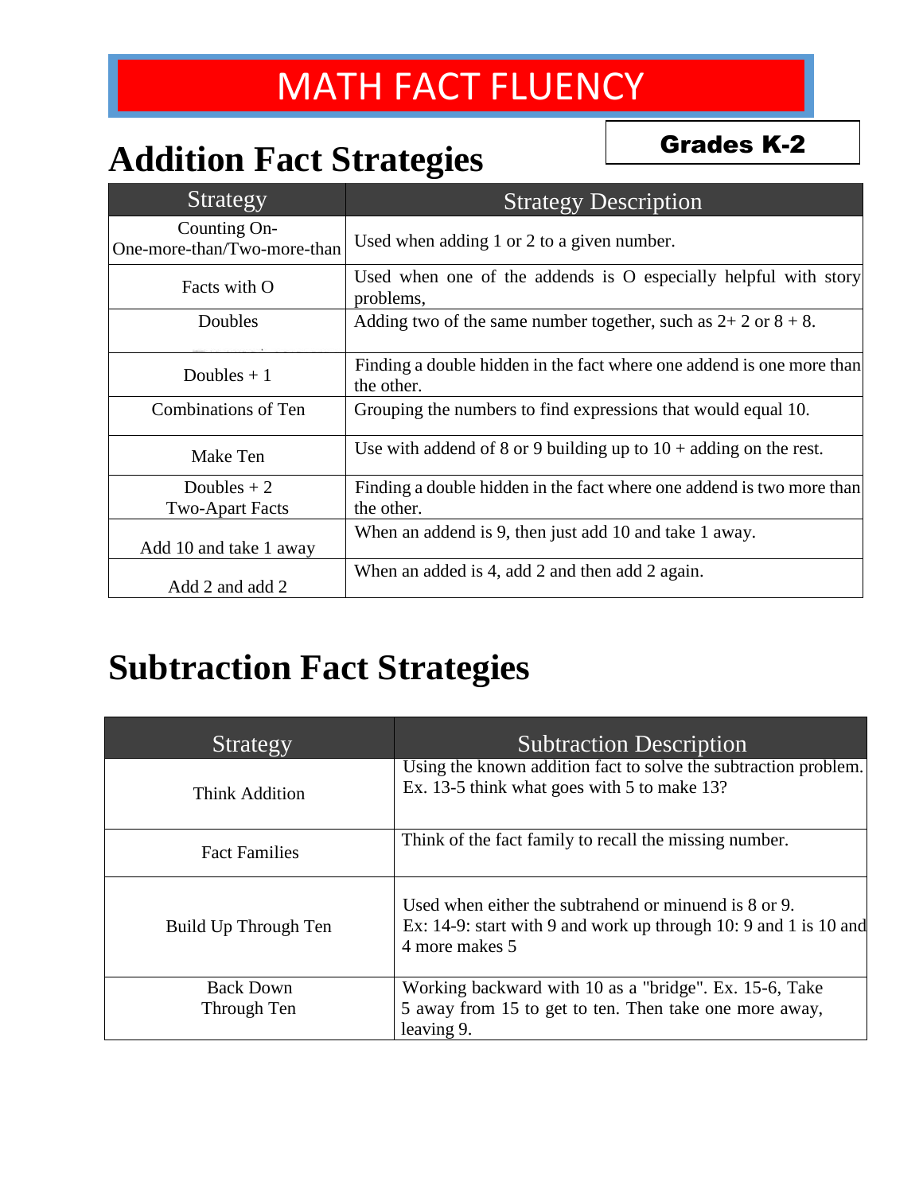# MATH FACT FLUENCY

**Grades K-2**

## Addition Fact Strategies

| Strategy | Strategy Description |
|---|---|
| Counting On- One-more-than/Two-more-than | Used when adding 1 or 2 to a given number. |
| Facts with O | Used when one of the addends is O especially helpful with story problems, |
| Doubles | Adding two of the same number together, such as 2+ 2 or 8 + 8. |
| Doubles + 1 | Finding a double hidden in the fact where one addend is one more than the other. |
| Combinations of Ten | Grouping the numbers to find expressions that would equal 10. |
| Make Ten | Use with addend of 8 or 9 building up to 10 + adding on the rest. |
| Doubles + 2 Two-Apart Facts | Finding a double hidden in the fact where one addend is two more than the other. |
| Add 10 and take 1 away | When an addend is 9, then just add 10 and take 1 away. |
| Add 2 and add 2 | When an added is 4, add 2 and then add 2 again. |

## Subtraction Fact Strategies

| Strategy | Subtraction Description |
|---|---|
| Think Addition | Using the known addition fact to solve the subtraction problem. Ex. 13-5 think what goes with 5 to make 13? |
| Fact Families | Think of the fact family to recall the missing number. |
| Build Up Through Ten | Used when either the subtrahend or minuend is 8 or 9. Ex: 14-9: start with 9 and work up through 10: 9 and 1 is 10 and 4 more makes 5 |
| Back Down Through Ten | Working backward with 10 as a "bridge". Ex. 15-6, Take 5 away from 15 to get to ten. Then take one more away, leaving 9. |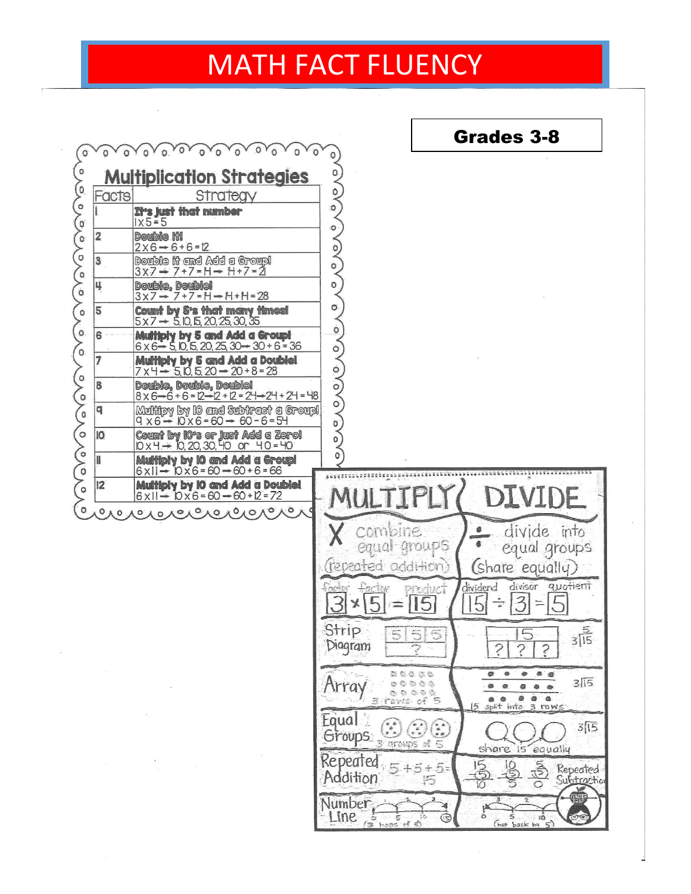# MATH FACT FLUENCY

**Grades 3-8**

## Multiplication Strategies

| Facts | Strategy |
|---|---|
| 1 | **It's just that number** 1x5=5 |
| 2 | **Double it!** 2x6 → 6+6=12 |
| 3 | **Double it and Add a Group!** 3x7 → 7+7=14 → 14+7=21 |
| 4 | **Double, Double!** 3x7 → 7+7=14 → 14+14=28 |
| 5 | **Count by 5's that many times!** 5x7 → 5,10,15,20,25,30,35 |
| 6 | **Multiply by 5 and Add a Group!** 6x6 → 5,10,15,20,25,30 → 30+6=36 |
| 7 | **Multiply by 5 and Add a Double!** 7x4 → 5,10,15,20 → 20+8=28 |
| 8 | **Double, Double, Double!** 8x6 → 6+6=12 → 12+12=24 → 24+24=48 |
| 9 | **Multiply by 10 and Subtract a Group!** 9x6 → 10x6=60 → 60-6=54 |
| 10 | **Count by 10's or just Add a Zero!** 10x4 → 10,20,30,40 or 40=40 |
| 11 | **Multiply by 10 and Add a Group!** 6x11 → 10x6=60 → 60+6=66 |
| 12 | **Multiply by 10 and Add a Double!** 6x12 → 10x6=60 → 60+12=72 |

## MULTIPLY / DIVIDE

| | MULTIPLY | DIVIDE |
|---|---|---|
| | X combine equal groups (repeated addition) | ÷ divide into equal groups (share equally) |
| | factor × factor = product: 3 × 5 = 15 | dividend ÷ divisor = quotient: 15 ÷ 3 = 5 |
| Strip Diagram | 5 5 5 / ? | 15 / ? ? ? — $3\overline{)15}$ = 5 |
| Array | 3 rows of 5 | 15 split into 3 rows — $3\overline{)15}$ |
| Equal Groups | 3 groups of 5 | share 15 equally — $3\overline{)15}$ |
| Repeated Addition | 5+5+5 = 15 | 15 − 5 = 10, 10 − 5 = 5, 5 − 5 = 0 — Repeated Subtraction |
| Number Line | 0, 5, 10, 15 (3 hops of 5) | 15, 10, 5, 0 (hop back by 5) |